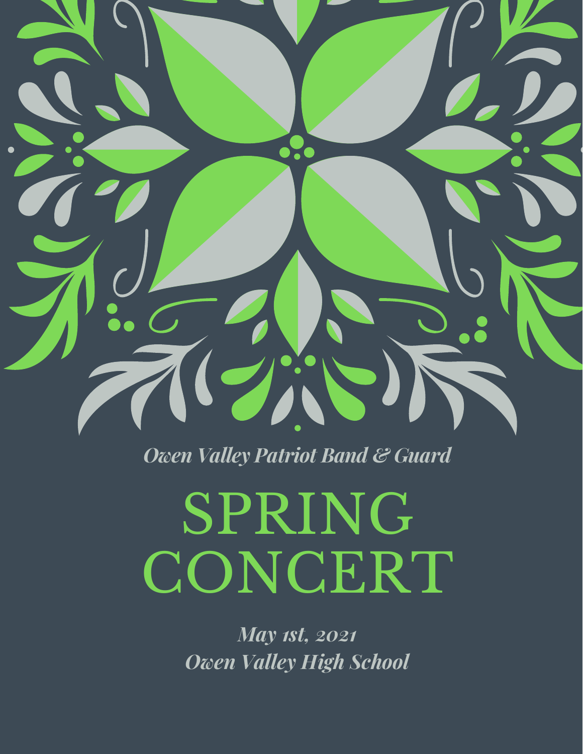*Owen Valley Patriot Band & Guard*

# SPRING CONCERT

*May 1st, 2021*
*Owen Valley High School*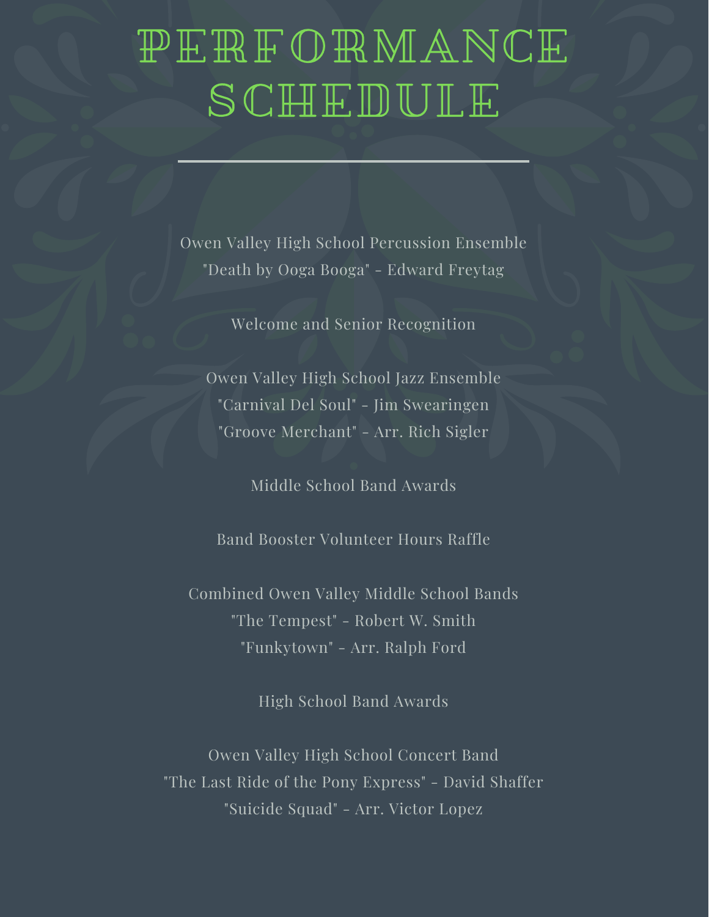# PERFORMANCE SCHEDULE

Owen Valley High School Percussion Ensemble
"Death by Ooga Booga" - Edward Freytag

Welcome and Senior Recognition

Owen Valley High School Jazz Ensemble
"Carnival Del Soul" - Jim Swearingen
"Groove Merchant" - Arr. Rich Sigler

Middle School Band Awards

Band Booster Volunteer Hours Raffle

Combined Owen Valley Middle School Bands
"The Tempest" - Robert W. Smith
"Funkytown" - Arr. Ralph Ford

High School Band Awards

Owen Valley High School Concert Band
"The Last Ride of the Pony Express" - David Shaffer
"Suicide Squad" - Arr. Victor Lopez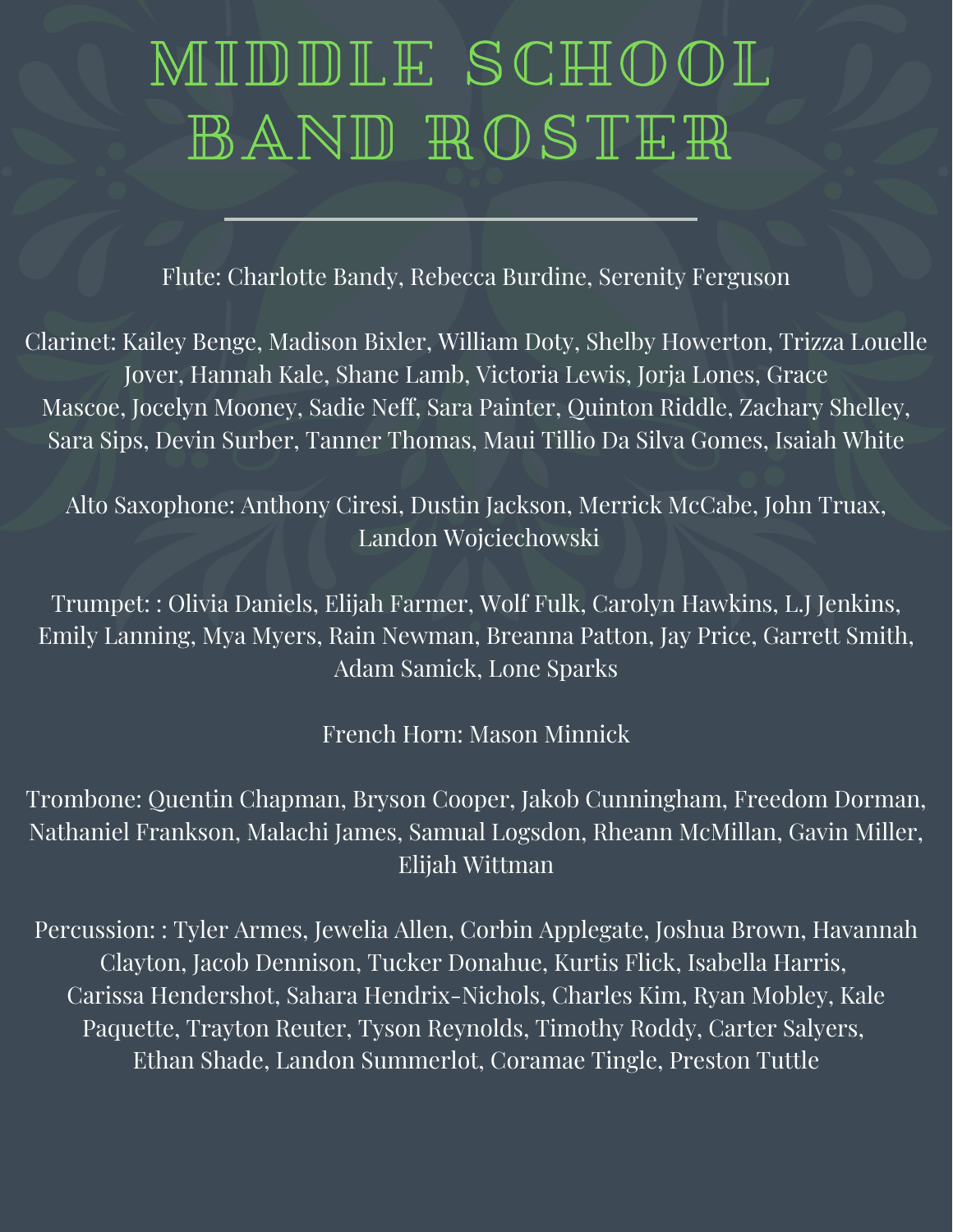# MIDDLE SCHOOL BAND ROSTER

Flute: Charlotte Bandy, Rebecca Burdine, Serenity Ferguson

Clarinet: Kailey Benge, Madison Bixler, William Doty, Shelby Howerton, Trizza Louelle Jover, Hannah Kale, Shane Lamb, Victoria Lewis, Jorja Lones, Grace Mascoe, Jocelyn Mooney, Sadie Neff, Sara Painter, Quinton Riddle, Zachary Shelley, Sara Sips, Devin Surber, Tanner Thomas, Maui Tillio Da Silva Gomes, Isaiah White

Alto Saxophone: Anthony Ciresi, Dustin Jackson, Merrick McCabe, John Truax, Landon Wojciechowski

Trumpet: : Olivia Daniels, Elijah Farmer, Wolf Fulk, Carolyn Hawkins, L.J Jenkins, Emily Lanning, Mya Myers, Rain Newman, Breanna Patton, Jay Price, Garrett Smith, Adam Samick, Lone Sparks

French Horn: Mason Minnick

Trombone: Quentin Chapman, Bryson Cooper, Jakob Cunningham, Freedom Dorman, Nathaniel Frankson, Malachi James, Samual Logsdon, Rheann McMillan, Gavin Miller, Elijah Wittman

Percussion: : Tyler Armes, Jewelia Allen, Corbin Applegate, Joshua Brown, Havannah Clayton, Jacob Dennison, Tucker Donahue, Kurtis Flick, Isabella Harris, Carissa Hendershot, Sahara Hendrix-Nichols, Charles Kim, Ryan Mobley, Kale Paquette, Trayton Reuter, Tyson Reynolds, Timothy Roddy, Carter Salyers, Ethan Shade, Landon Summerlot, Coramae Tingle, Preston Tuttle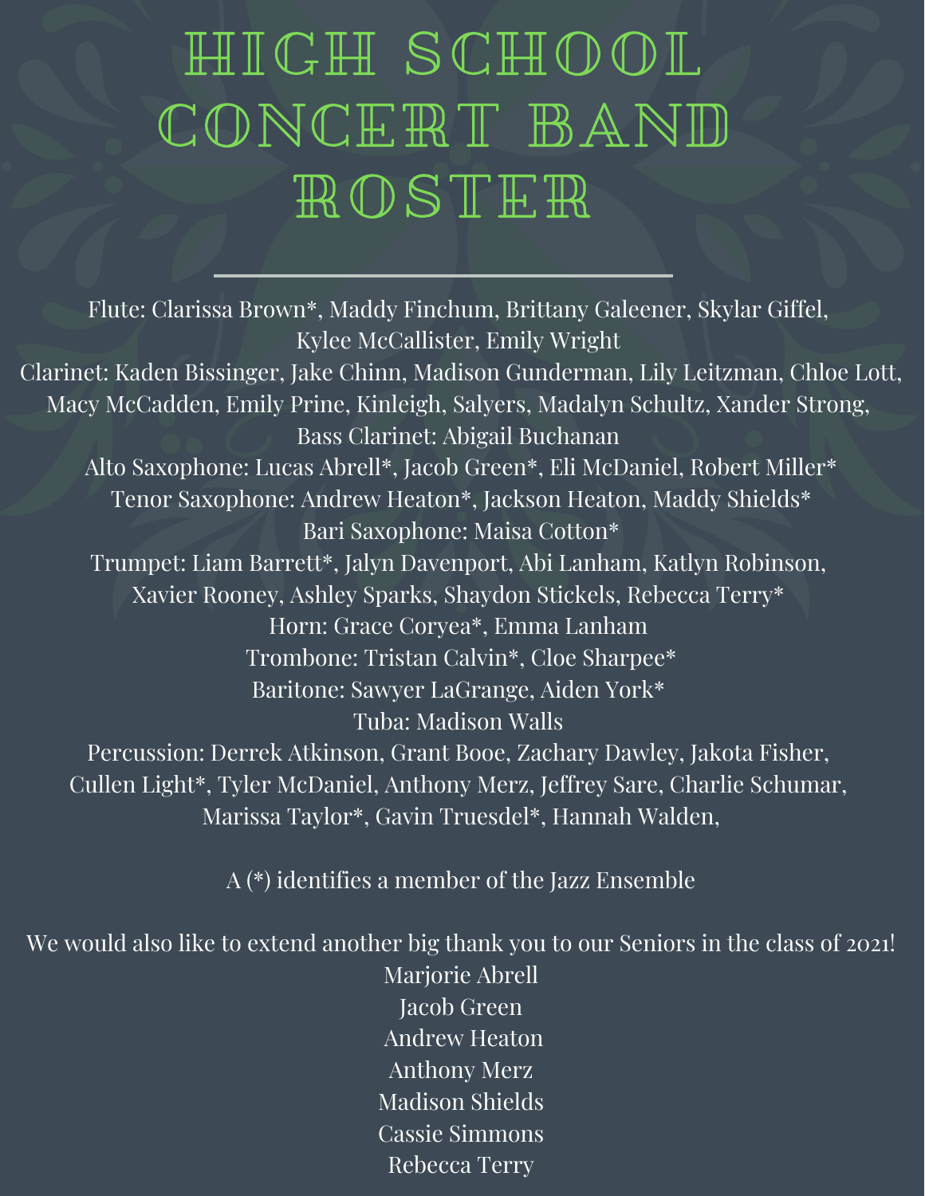# HIGH SCHOOL CONCERT BAND ROSTER

---

Flute: Clarissa Brown*, Maddy Finchum, Brittany Galeener, Skylar Giffel, Kylee McCallister, Emily Wright

Clarinet: Kaden Bissinger, Jake Chinn, Madison Gunderman, Lily Leitzman, Chloe Lott, Macy McCadden, Emily Prine, Kinleigh, Salyers, Madalyn Schultz, Xander Strong,

Bass Clarinet: Abigail Buchanan

Alto Saxophone: Lucas Abrell*, Jacob Green*, Eli McDaniel, Robert Miller*

Tenor Saxophone: Andrew Heaton*, Jackson Heaton, Maddy Shields*

Bari Saxophone: Maisa Cotton*

Trumpet: Liam Barrett*, Jalyn Davenport, Abi Lanham, Katlyn Robinson, Xavier Rooney, Ashley Sparks, Shaydon Stickels, Rebecca Terry*

Horn: Grace Coryea*, Emma Lanham

Trombone: Tristan Calvin*, Cloe Sharpee*

Baritone: Sawyer LaGrange, Aiden York*

Tuba: Madison Walls

Percussion: Derrek Atkinson, Grant Booe, Zachary Dawley, Jakota Fisher, Cullen Light*, Tyler McDaniel, Anthony Merz, Jeffrey Sare, Charlie Schumar, Marissa Taylor*, Gavin Truesdel*, Hannah Walden,

A (*) identifies a member of the Jazz Ensemble

We would also like to extend another big thank you to our Seniors in the class of 2021!

Marjorie Abrell
Jacob Green
Andrew Heaton
Anthony Merz
Madison Shields
Cassie Simmons
Rebecca Terry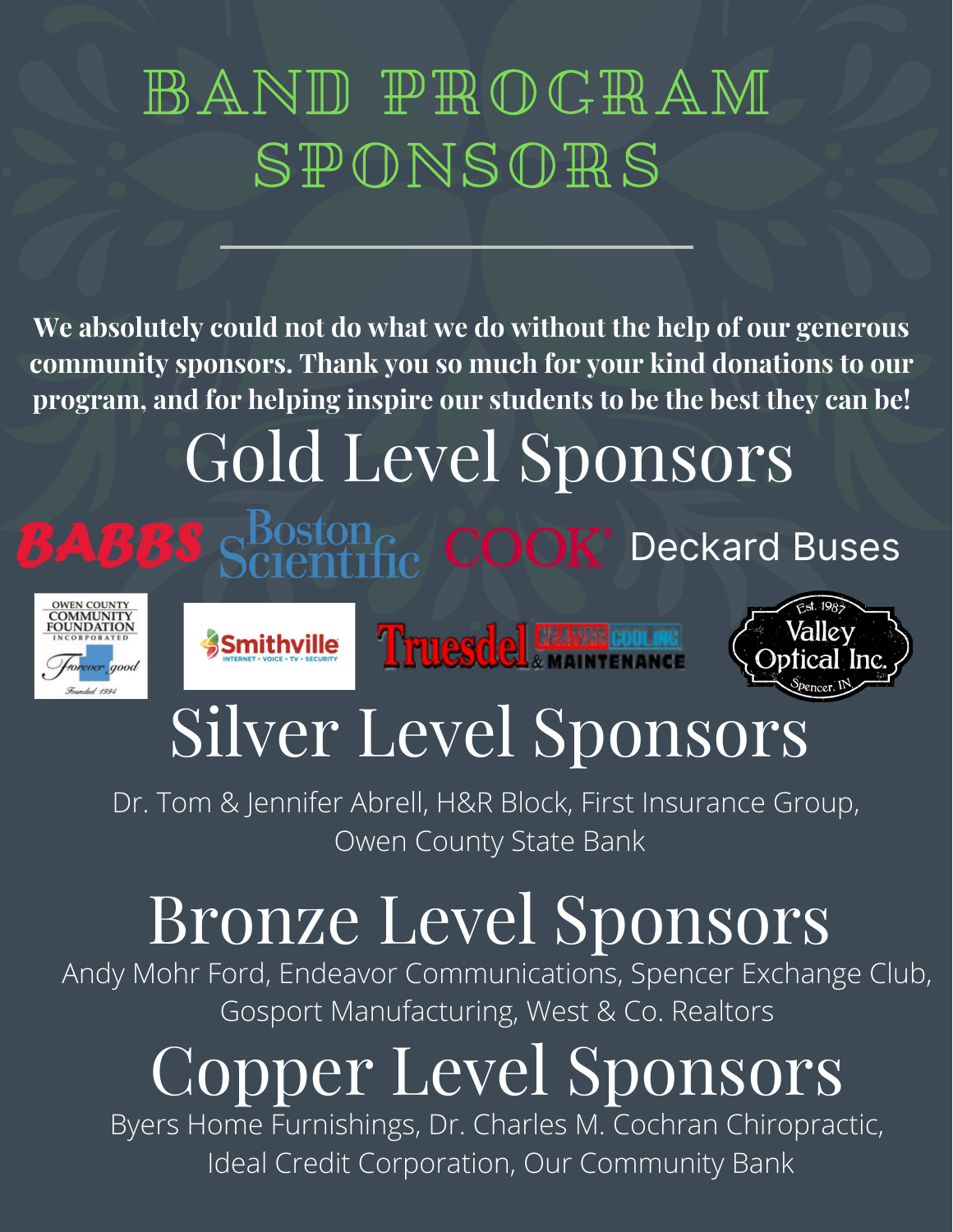# BAND PROGRAM SPONSORS

**We absolutely could not do what we do without the help of our generous community sponsors. Thank you so much for your kind donations to our program, and for helping inspire our students to be the best they can be!**

## Gold Level Sponsors

BABBS Boston Scientific COOK Deckard Buses

Owen County Community Foundation Incorporated — Forever good — Founded 1994

Smithville — Internet • Voice • TV • Security

Truesdel Heating Cooling & Maintenance

Valley Optical Inc. — Est. 1987 — Spencer, IN

## Silver Level Sponsors

Dr. Tom & Jennifer Abrell, H&R Block, First Insurance Group, Owen County State Bank

## Bronze Level Sponsors

Andy Mohr Ford, Endeavor Communications, Spencer Exchange Club, Gosport Manufacturing, West & Co. Realtors

## Copper Level Sponsors

Byers Home Furnishings, Dr. Charles M. Cochran Chiropractic, Ideal Credit Corporation, Our Community Bank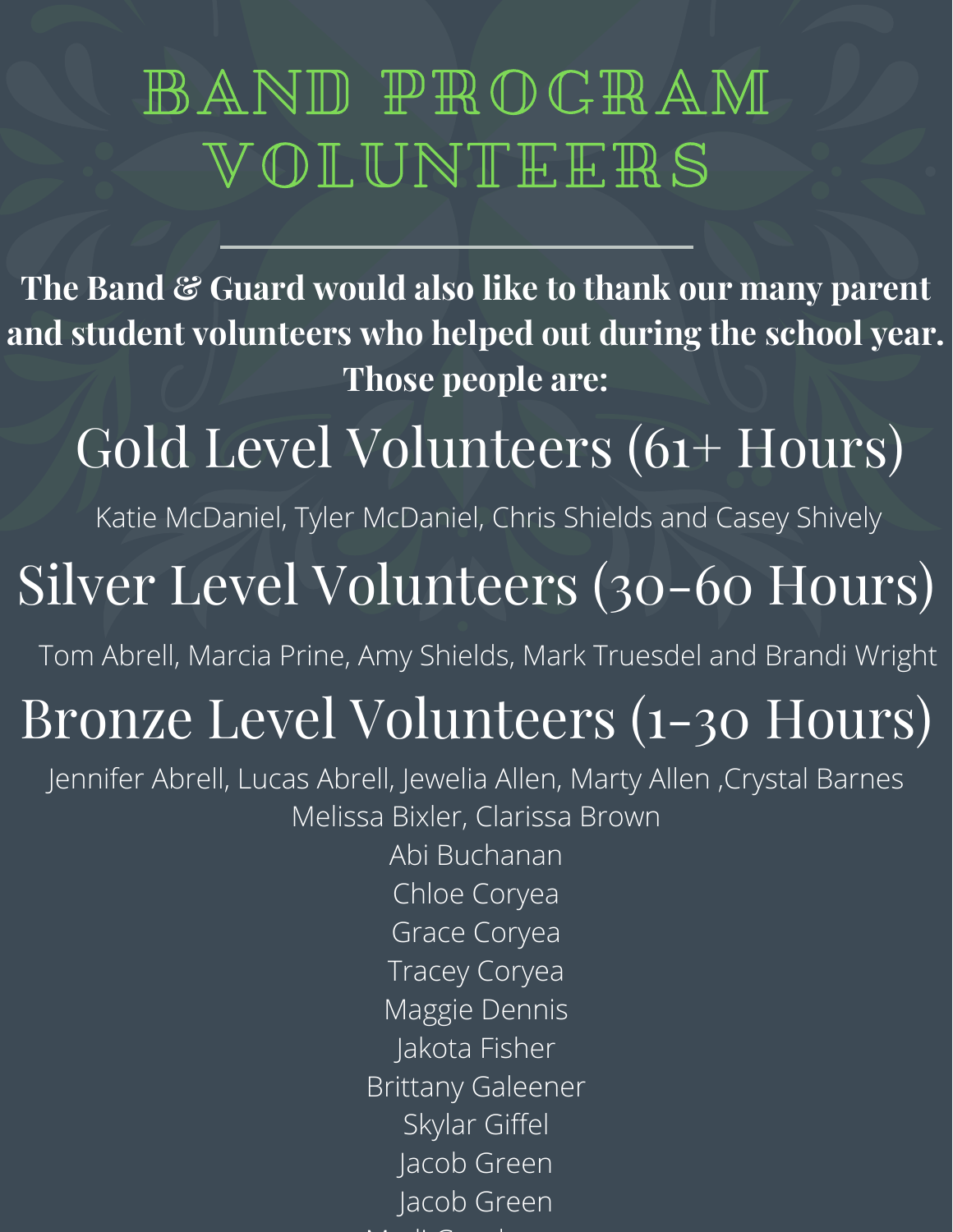# BAND PROGRAM VOLUNTEERS

**The Band & Guard would also like to thank our many parent and student volunteers who helped out during the school year. Those people are:**

## Gold Level Volunteers (61+ Hours)

Katie McDaniel, Tyler McDaniel, Chris Shields and Casey Shively

## Silver Level Volunteers (30-60 Hours)

Tom Abrell, Marcia Prine, Amy Shields, Mark Truesdel and Brandi Wright

## Bronze Level Volunteers (1-30 Hours)

Jennifer Abrell, Lucas Abrell, Jewelia Allen, Marty Allen ,Crystal Barnes
Melissa Bixler, Clarissa Brown
Abi Buchanan
Chloe Coryea
Grace Coryea
Tracey Coryea
Maggie Dennis
Jakota Fisher
Brittany Galeener
Skylar Giffel
Jacob Green
Jacob Green